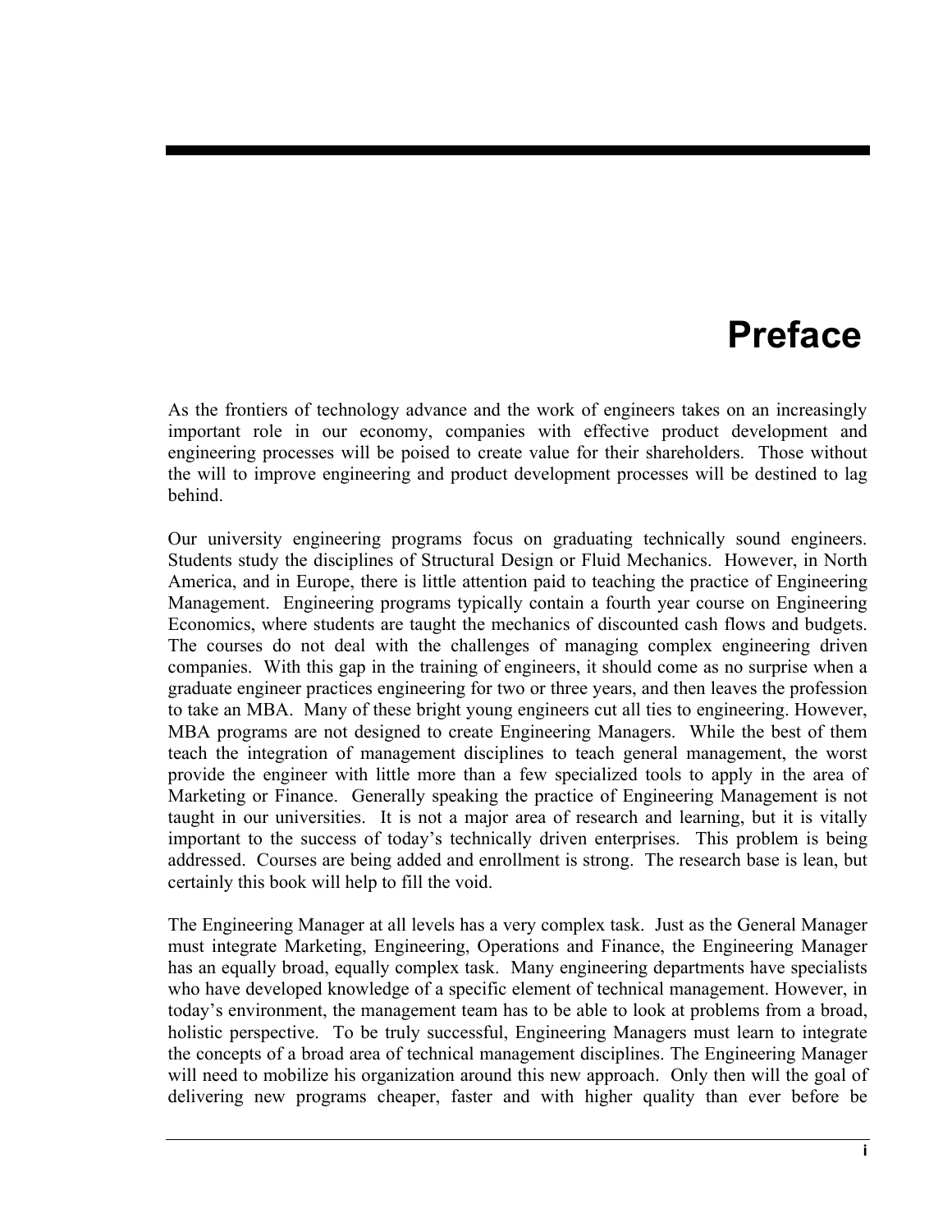# Preface

As the frontiers of technology advance and the work of engineers takes on an increasingly important role in our economy, companies with effective product development and engineering processes will be poised to create value for their shareholders. Those without the will to improve engineering and product development processes will be destined to lag behind.

Our university engineering programs focus on graduating technically sound engineers. Students study the disciplines of Structural Design or Fluid Mechanics. However, in North America, and in Europe, there is little attention paid to teaching the practice of Engineering Management. Engineering programs typically contain a fourth year course on Engineering Economics, where students are taught the mechanics of discounted cash flows and budgets. The courses do not deal with the challenges of managing complex engineering driven companies. With this gap in the training of engineers, it should come as no surprise when a graduate engineer practices engineering for two or three years, and then leaves the profession to take an MBA. Many of these bright young engineers cut all ties to engineering. However, MBA programs are not designed to create Engineering Managers. While the best of them teach the integration of management disciplines to teach general management, the worst provide the engineer with little more than a few specialized tools to apply in the area of Marketing or Finance. Generally speaking the practice of Engineering Management is not taught in our universities. It is not a major area of research and learning, but it is vitally important to the success of today's technically driven enterprises. This problem is being addressed. Courses are being added and enrollment is strong. The research base is lean, but certainly this book will help to fill the void.

The Engineering Manager at all levels has a very complex task. Just as the General Manager must integrate Marketing, Engineering, Operations and Finance, the Engineering Manager has an equally broad, equally complex task. Many engineering departments have specialists who have developed knowledge of a specific element of technical management. However, in today's environment, the management team has to be able to look at problems from a broad, holistic perspective. To be truly successful, Engineering Managers must learn to integrate the concepts of a broad area of technical management disciplines. The Engineering Manager will need to mobilize his organization around this new approach. Only then will the goal of delivering new programs cheaper, faster and with higher quality than ever before be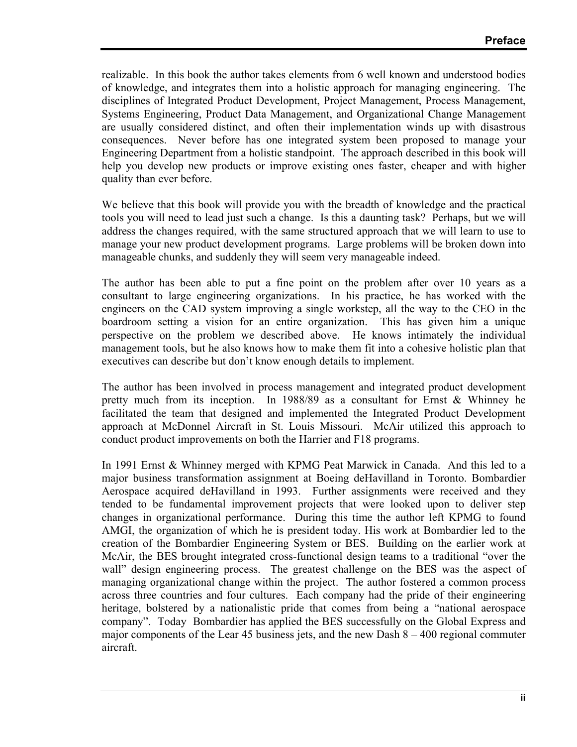realizable. In this book the author takes elements from 6 well known and understood bodies of knowledge, and integrates them into a holistic approach for managing engineering. The disciplines of Integrated Product Development, Project Management, Process Management, Systems Engineering, Product Data Management, and Organizational Change Management are usually considered distinct, and often their implementation winds up with disastrous consequences. Never before has one integrated system been proposed to manage your Engineering Department from a holistic standpoint. The approach described in this book will help you develop new products or improve existing ones faster, cheaper and with higher quality than ever before.

We believe that this book will provide you with the breadth of knowledge and the practical tools you will need to lead just such a change. Is this a daunting task? Perhaps, but we will address the changes required, with the same structured approach that we will learn to use to manage your new product development programs. Large problems will be broken down into manageable chunks, and suddenly they will seem very manageable indeed.

The author has been able to put a fine point on the problem after over 10 years as a consultant to large engineering organizations. In his practice, he has worked with the engineers on the CAD system improving a single workstep, all the way to the CEO in the boardroom setting a vision for an entire organization. This has given him a unique perspective on the problem we described above. He knows intimately the individual management tools, but he also knows how to make them fit into a cohesive holistic plan that executives can describe but don't know enough details to implement.

The author has been involved in process management and integrated product development pretty much from its inception. In 1988/89 as a consultant for Ernst & Whinney he facilitated the team that designed and implemented the Integrated Product Development approach at McDonnel Aircraft in St. Louis Missouri. McAir utilized this approach to conduct product improvements on both the Harrier and F18 programs.

In 1991 Ernst & Whinney merged with KPMG Peat Marwick in Canada. And this led to a major business transformation assignment at Boeing deHavilland in Toronto. Bombardier Aerospace acquired deHavilland in 1993. Further assignments were received and they tended to be fundamental improvement projects that were looked upon to deliver step changes in organizational performance. During this time the author left KPMG to found AMGI, the organization of which he is president today. His work at Bombardier led to the creation of the Bombardier Engineering System or BES. Building on the earlier work at McAir, the BES brought integrated cross-functional design teams to a traditional "over the wall" design engineering process. The greatest challenge on the BES was the aspect of managing organizational change within the project. The author fostered a common process across three countries and four cultures. Each company had the pride of their engineering heritage, bolstered by a nationalistic pride that comes from being a "national aerospace company". Today Bombardier has applied the BES successfully on the Global Express and major components of the Lear 45 business jets, and the new Dash 8 – 400 regional commuter aircraft.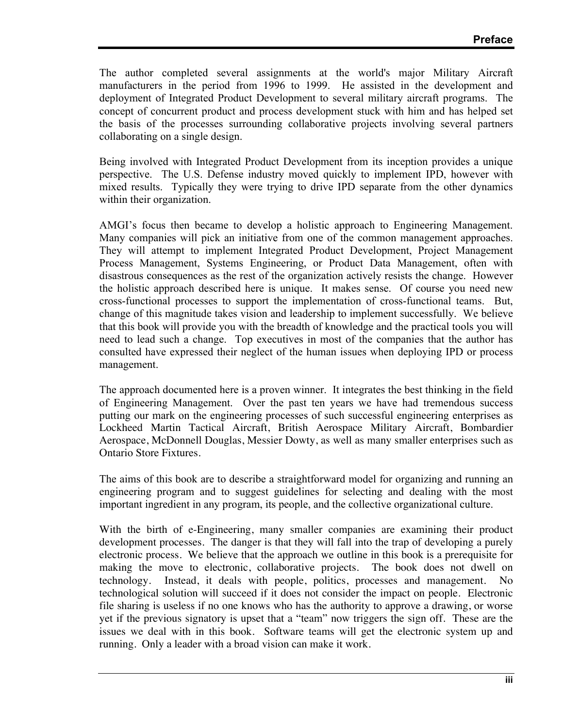# Preface

The author completed several assignments at the world's major Military Aircraft manufacturers in the period from 1996 to 1999. He assisted in the development and deployment of Integrated Product Development to several military aircraft programs. The concept of concurrent product and process development stuck with him and has helped set the basis of the processes surrounding collaborative projects involving several partners collaborating on a single design.

Being involved with Integrated Product Development from its inception provides a unique perspective. The U.S. Defense industry moved quickly to implement IPD, however with mixed results. Typically they were trying to drive IPD separate from the other dynamics within their organization.

AMGI's focus then became to develop a holistic approach to Engineering Management. Many companies will pick an initiative from one of the common management approaches. They will attempt to implement Integrated Product Development, Project Management Process Management, Systems Engineering, or Product Data Management, often with disastrous consequences as the rest of the organization actively resists the change. However the holistic approach described here is unique. It makes sense. Of course you need new cross-functional processes to support the implementation of cross-functional teams. But, change of this magnitude takes vision and leadership to implement successfully. We believe that this book will provide you with the breadth of knowledge and the practical tools you will need to lead such a change. Top executives in most of the companies that the author has consulted have expressed their neglect of the human issues when deploying IPD or process management.

The approach documented here is a proven winner. It integrates the best thinking in the field of Engineering Management. Over the past ten years we have had tremendous success putting our mark on the engineering processes of such successful engineering enterprises as Lockheed Martin Tactical Aircraft, British Aerospace Military Aircraft, Bombardier Aerospace, McDonnell Douglas, Messier Dowty, as well as many smaller enterprises such as Ontario Store Fixtures.

The aims of this book are to describe a straightforward model for organizing and running an engineering program and to suggest guidelines for selecting and dealing with the most important ingredient in any program, its people, and the collective organizational culture.

With the birth of e-Engineering, many smaller companies are examining their product development processes. The danger is that they will fall into the trap of developing a purely electronic process. We believe that the approach we outline in this book is a prerequisite for making the move to electronic, collaborative projects. The book does not dwell on technology. Instead, it deals with people, politics, processes and management. No technological solution will succeed if it does not consider the impact on people. Electronic file sharing is useless if no one knows who has the authority to approve a drawing, or worse yet if the previous signatory is upset that a "team" now triggers the sign off. These are the issues we deal with in this book. Software teams will get the electronic system up and running. Only a leader with a broad vision can make it work.